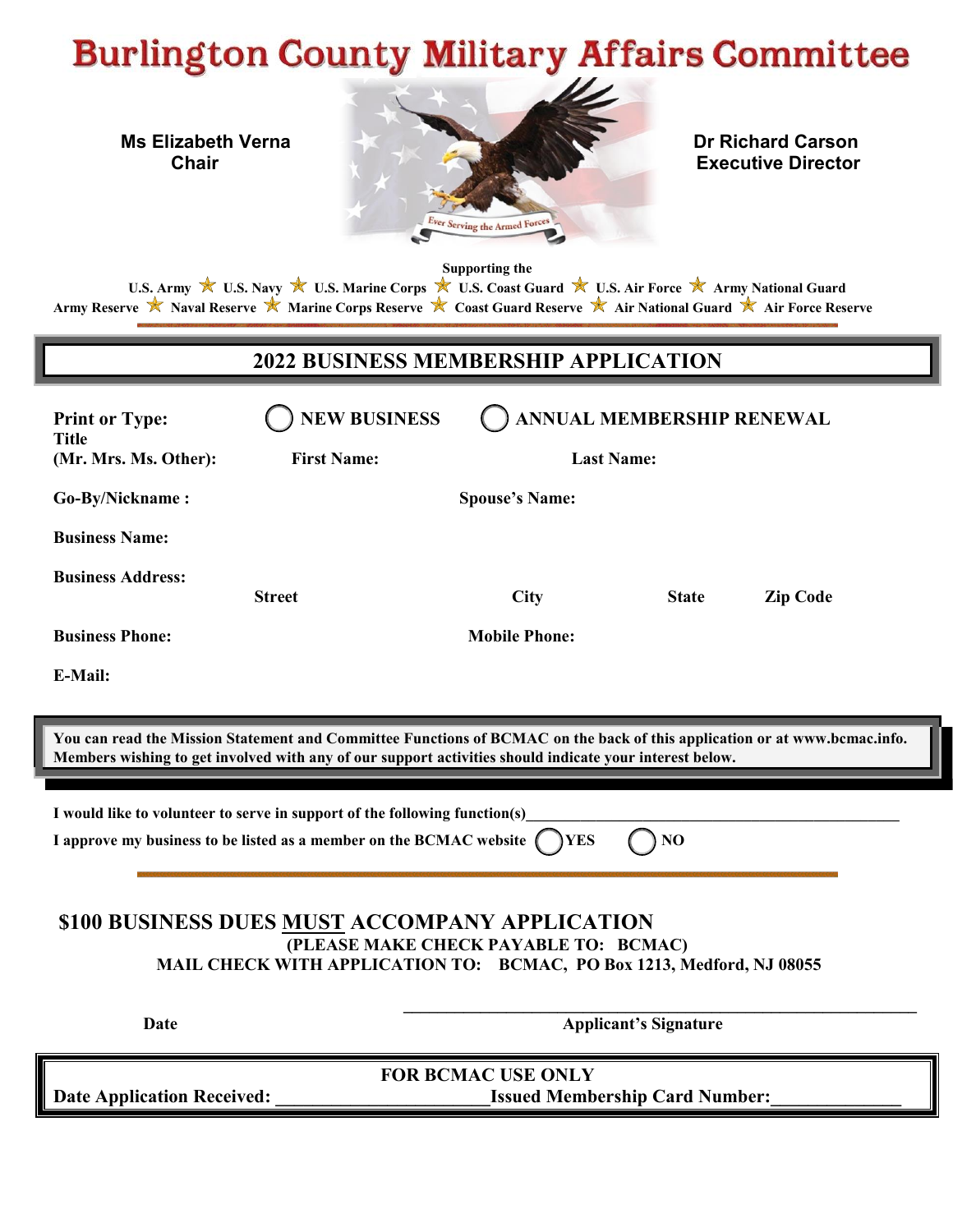# Burlington County Military Affairs Committee

**Ms Elizabeth Verna**
**Chair**

**Dr Richard Carson**
**Executive Director**

Ever Serving the Armed Forces

**Supporting the**

**U.S. Army ★ U.S. Navy ★ U.S. Marine Corps ★ U.S. Coast Guard ★ U.S. Air Force ★ Army National Guard**
**Army Reserve ★ Naval Reserve ★ Marine Corps Reserve ★ Coast Guard Reserve ★ Air National Guard ★ Air Force Reserve**

## 2022 BUSINESS MEMBERSHIP APPLICATION

**Print or Type:** ◯ **NEW BUSINESS** ◯ **ANNUAL MEMBERSHIP RENEWAL**

**Title (Mr. Mrs. Ms. Other):** **First Name:** **Last Name:**

**Go-By/Nickname :** **Spouse's Name:**

**Business Name:**

**Business Address:**
**Street** **City** **State** **Zip Code**

**Business Phone:** **Mobile Phone:**

**E-Mail:**

**You can read the Mission Statement and Committee Functions of BCMAC on the back of this application or at www.bcmac.info. Members wishing to get involved with any of our support activities should indicate your interest below.**

**I would like to volunteer to serve in support of the following function(s)**_______________________________________________

**I approve my business to be listed as a member on the BCMAC website** ◯ **YES** ◯ **NO**

**$100 BUSINESS DUES MUST ACCOMPANY APPLICATION**
**(PLEASE MAKE CHECK PAYABLE TO: BCMAC)**
**MAIL CHECK WITH APPLICATION TO: BCMAC, PO Box 1213, Medford, NJ 08055**

**Date** _______________________________________________ **Applicant's Signature**

**FOR BCMAC USE ONLY**
**Date Application Received:** ______________________ **Issued Membership Card Number:** ______________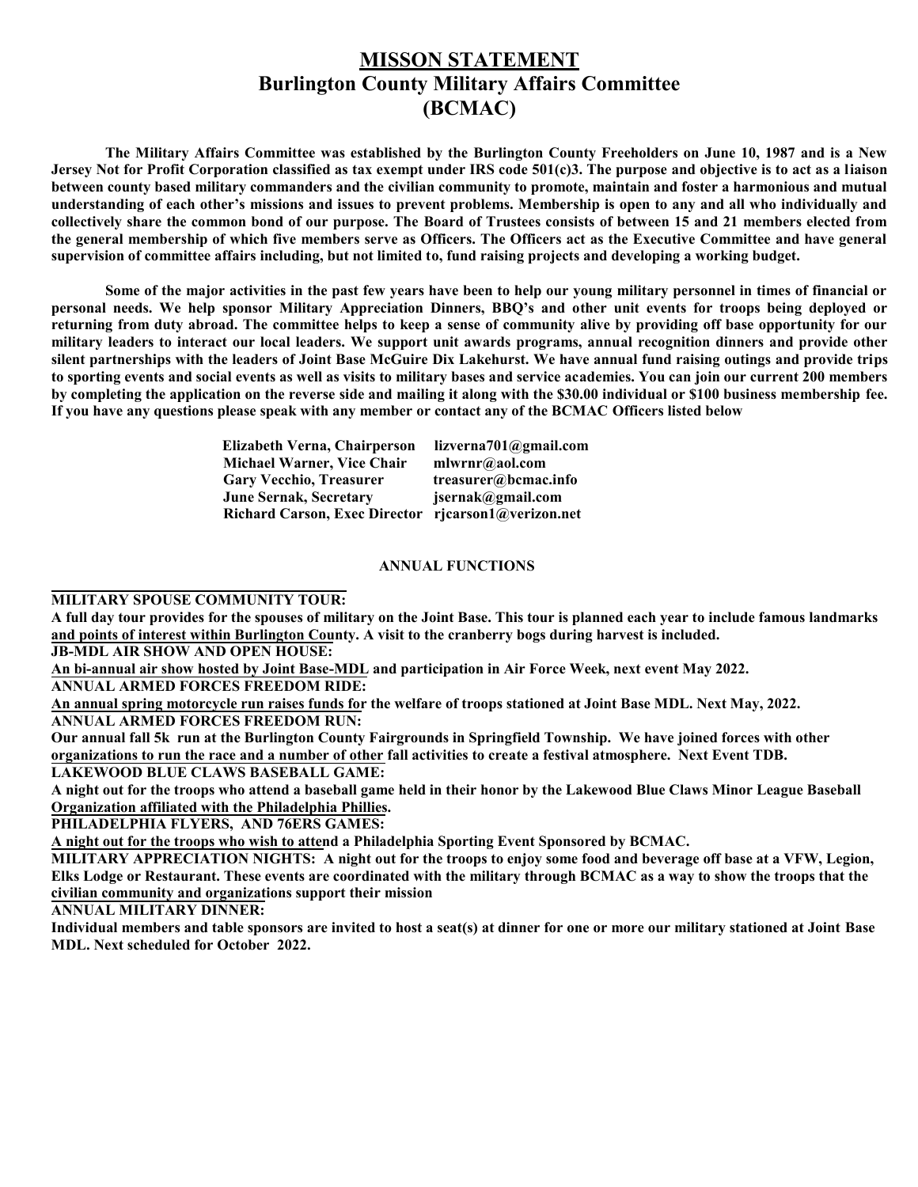# MISSON STATEMENT
## Burlington County Military Affairs Committee
## (BCMAC)

**The Military Affairs Committee was established by the Burlington County Freeholders on June 10, 1987 and is a New Jersey Not for Profit Corporation classified as tax exempt under IRS code 501(c)3. The purpose and objective is to act as a liaison between county based military commanders and the civilian community to promote, maintain and foster a harmonious and mutual understanding of each other's missions and issues to prevent problems. Membership is open to any and all who individually and collectively share the common bond of our purpose. The Board of Trustees consists of between 15 and 21 members elected from the general membership of which five members serve as Officers. The Officers act as the Executive Committee and have general supervision of committee affairs including, but not limited to, fund raising projects and developing a working budget.**

**Some of the major activities in the past few years have been to help our young military personnel in times of financial or personal needs. We help sponsor Military Appreciation Dinners, BBQ's and other unit events for troops being deployed or returning from duty abroad. The committee helps to keep a sense of community alive by providing off base opportunity for our military leaders to interact our local leaders. We support unit awards programs, annual recognition dinners and provide other silent partnerships with the leaders of Joint Base McGuire Dix Lakehurst. We have annual fund raising outings and provide trips to sporting events and social events as well as visits to military bases and service academies. You can join our current 200 members by completing the application on the reverse side and mailing it along with the $30.00 individual or $100 business membership fee. If you have any questions please speak with any member or contact any of the BCMAC Officers listed below**

| | |
|---|---|
| **Elizabeth Verna, Chairperson** | **lizverna701@gmail.com** |
| **Michael Warner, Vice Chair** | **mlwrnr@aol.com** |
| **Gary Vecchio, Treasurer** | **treasurer@bcmac.info** |
| **June Sernak, Secretary** | **jsernak@gmail.com** |
| **Richard Carson, Exec Director** | **rjcarson1@verizon.net** |

**ANNUAL FUNCTIONS**

**MILITARY SPOUSE COMMUNITY TOUR:**
**A full day tour provides for the spouses of military on the Joint Base. This tour is planned each year to include famous landmarks and points of interest within Burlington County. A visit to the cranberry bogs during harvest is included.**

**JB-MDL AIR SHOW AND OPEN HOUSE:**
**An bi-annual air show hosted by Joint Base-MDL and participation in Air Force Week, next event May 2022.**

**ANNUAL ARMED FORCES FREEDOM RIDE:**
**An annual spring motorcycle run raises funds for the welfare of troops stationed at Joint Base MDL. Next May, 2022.**

**ANNUAL ARMED FORCES FREEDOM RUN:**
**Our annual fall 5k run at the Burlington County Fairgrounds in Springfield Township. We have joined forces with other organizations to run the race and a number of other fall activities to create a festival atmosphere. Next Event TDB.**

**LAKEWOOD BLUE CLAWS BASEBALL GAME:**
**A night out for the troops who attend a baseball game held in their honor by the Lakewood Blue Claws Minor League Baseball Organization affiliated with the Philadelphia Phillies.**

**PHILADELPHIA FLYERS, AND 76ERS GAMES:**
**A night out for the troops who wish to attend a Philadelphia Sporting Event Sponsored by BCMAC.**

**MILITARY APPRECIATION NIGHTS: A night out for the troops to enjoy some food and beverage off base at a VFW, Legion, Elks Lodge or Restaurant. These events are coordinated with the military through BCMAC as a way to show the troops that the civilian community and organizations support their mission**

**ANNUAL MILITARY DINNER:**
**Individual members and table sponsors are invited to host a seat(s) at dinner for one or more our military stationed at Joint Base MDL. Next scheduled for October 2022.**